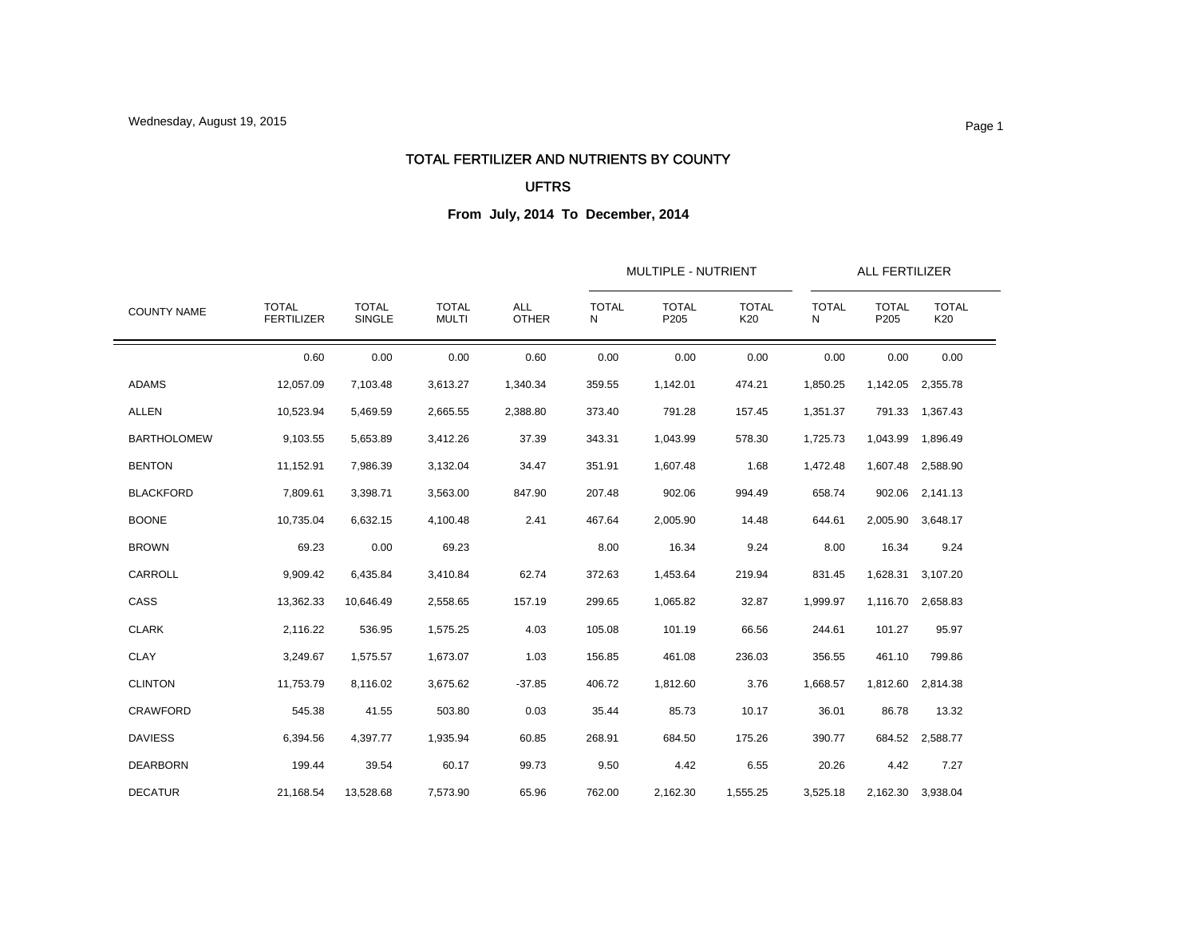# TOTAL FERTILIZER AND NUTRIENTS BY COUNTY

## UFTRS

### From July, 2014 To December, 2014

Wednesday, August 19, 2015

| COUNTY NAME | TOTAL FERTILIZER | TOTAL SINGLE | TOTAL MULTI | ALL OTHER | MULTIPLE - NUTRIENT | | | ALL FERTILIZER | | |
|---|---|---|---|---|---|---|---|---|---|---|
| | | | | | TOTAL N | TOTAL P205 | TOTAL K20 | TOTAL N | TOTAL P205 | TOTAL K20 |
| | 0.60 | 0.00 | 0.00 | 0.60 | 0.00 | 0.00 | 0.00 | 0.00 | 0.00 | 0.00 |
| ADAMS | 12,057.09 | 7,103.48 | 3,613.27 | 1,340.34 | 359.55 | 1,142.01 | 474.21 | 1,850.25 | 1,142.05 | 2,355.78 |
| ALLEN | 10,523.94 | 5,469.59 | 2,665.55 | 2,388.80 | 373.40 | 791.28 | 157.45 | 1,351.37 | 791.33 | 1,367.43 |
| BARTHOLOMEW | 9,103.55 | 5,653.89 | 3,412.26 | 37.39 | 343.31 | 1,043.99 | 578.30 | 1,725.73 | 1,043.99 | 1,896.49 |
| BENTON | 11,152.91 | 7,986.39 | 3,132.04 | 34.47 | 351.91 | 1,607.48 | 1.68 | 1,472.48 | 1,607.48 | 2,588.90 |
| BLACKFORD | 7,809.61 | 3,398.71 | 3,563.00 | 847.90 | 207.48 | 902.06 | 994.49 | 658.74 | 902.06 | 2,141.13 |
| BOONE | 10,735.04 | 6,632.15 | 4,100.48 | 2.41 | 467.64 | 2,005.90 | 14.48 | 644.61 | 2,005.90 | 3,648.17 |
| BROWN | 69.23 | 0.00 | 69.23 | | 8.00 | 16.34 | 9.24 | 8.00 | 16.34 | 9.24 |
| CARROLL | 9,909.42 | 6,435.84 | 3,410.84 | 62.74 | 372.63 | 1,453.64 | 219.94 | 831.45 | 1,628.31 | 3,107.20 |
| CASS | 13,362.33 | 10,646.49 | 2,558.65 | 157.19 | 299.65 | 1,065.82 | 32.87 | 1,999.97 | 1,116.70 | 2,658.83 |
| CLARK | 2,116.22 | 536.95 | 1,575.25 | 4.03 | 105.08 | 101.19 | 66.56 | 244.61 | 101.27 | 95.97 |
| CLAY | 3,249.67 | 1,575.57 | 1,673.07 | 1.03 | 156.85 | 461.08 | 236.03 | 356.55 | 461.10 | 799.86 |
| CLINTON | 11,753.79 | 8,116.02 | 3,675.62 | -37.85 | 406.72 | 1,812.60 | 3.76 | 1,668.57 | 1,812.60 | 2,814.38 |
| CRAWFORD | 545.38 | 41.55 | 503.80 | 0.03 | 35.44 | 85.73 | 10.17 | 36.01 | 86.78 | 13.32 |
| DAVIESS | 6,394.56 | 4,397.77 | 1,935.94 | 60.85 | 268.91 | 684.50 | 175.26 | 390.77 | 684.52 | 2,588.77 |
| DEARBORN | 199.44 | 39.54 | 60.17 | 99.73 | 9.50 | 4.42 | 6.55 | 20.26 | 4.42 | 7.27 |
| DECATUR | 21,168.54 | 13,528.68 | 7,573.90 | 65.96 | 762.00 | 2,162.30 | 1,555.25 | 3,525.18 | 2,162.30 | 3,938.04 |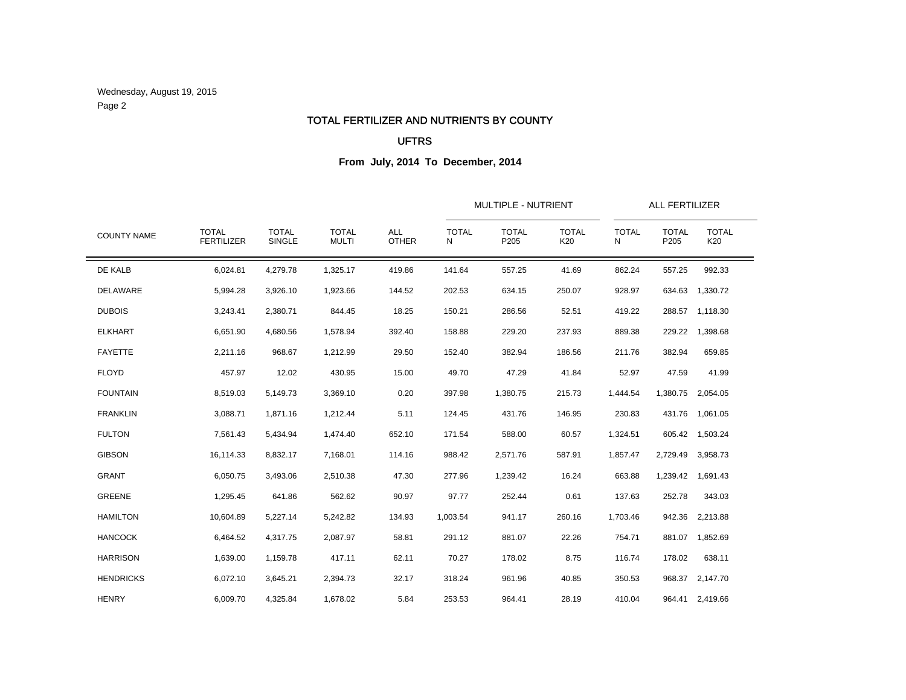# TOTAL FERTILIZER AND NUTRIENTS BY COUNTY

## UFTRS

### From July, 2014 To December, 2014

| COUNTY NAME | TOTAL FERTILIZER | TOTAL SINGLE | TOTAL MULTI | ALL OTHER | MULTIPLE - NUTRIENT | | | ALL FERTILIZER | | |
|---|---|---|---|---|---|---|---|---|---|---|
| | | | | | TOTAL N | TOTAL P205 | TOTAL K20 | TOTAL N | TOTAL P205 | TOTAL K20 |
| DE KALB | 6,024.81 | 4,279.78 | 1,325.17 | 419.86 | 141.64 | 557.25 | 41.69 | 862.24 | 557.25 | 992.33 |
| DELAWARE | 5,994.28 | 3,926.10 | 1,923.66 | 144.52 | 202.53 | 634.15 | 250.07 | 928.97 | 634.63 | 1,330.72 |
| DUBOIS | 3,243.41 | 2,380.71 | 844.45 | 18.25 | 150.21 | 286.56 | 52.51 | 419.22 | 288.57 | 1,118.30 |
| ELKHART | 6,651.90 | 4,680.56 | 1,578.94 | 392.40 | 158.88 | 229.20 | 237.93 | 889.38 | 229.22 | 1,398.68 |
| FAYETTE | 2,211.16 | 968.67 | 1,212.99 | 29.50 | 152.40 | 382.94 | 186.56 | 211.76 | 382.94 | 659.85 |
| FLOYD | 457.97 | 12.02 | 430.95 | 15.00 | 49.70 | 47.29 | 41.84 | 52.97 | 47.59 | 41.99 |
| FOUNTAIN | 8,519.03 | 5,149.73 | 3,369.10 | 0.20 | 397.98 | 1,380.75 | 215.73 | 1,444.54 | 1,380.75 | 2,054.05 |
| FRANKLIN | 3,088.71 | 1,871.16 | 1,212.44 | 5.11 | 124.45 | 431.76 | 146.95 | 230.83 | 431.76 | 1,061.05 |
| FULTON | 7,561.43 | 5,434.94 | 1,474.40 | 652.10 | 171.54 | 588.00 | 60.57 | 1,324.51 | 605.42 | 1,503.24 |
| GIBSON | 16,114.33 | 8,832.17 | 7,168.01 | 114.16 | 988.42 | 2,571.76 | 587.91 | 1,857.47 | 2,729.49 | 3,958.73 |
| GRANT | 6,050.75 | 3,493.06 | 2,510.38 | 47.30 | 277.96 | 1,239.42 | 16.24 | 663.88 | 1,239.42 | 1,691.43 |
| GREENE | 1,295.45 | 641.86 | 562.62 | 90.97 | 97.77 | 252.44 | 0.61 | 137.63 | 252.78 | 343.03 |
| HAMILTON | 10,604.89 | 5,227.14 | 5,242.82 | 134.93 | 1,003.54 | 941.17 | 260.16 | 1,703.46 | 942.36 | 2,213.88 |
| HANCOCK | 6,464.52 | 4,317.75 | 2,087.97 | 58.81 | 291.12 | 881.07 | 22.26 | 754.71 | 881.07 | 1,852.69 |
| HARRISON | 1,639.00 | 1,159.78 | 417.11 | 62.11 | 70.27 | 178.02 | 8.75 | 116.74 | 178.02 | 638.11 |
| HENDRICKS | 6,072.10 | 3,645.21 | 2,394.73 | 32.17 | 318.24 | 961.96 | 40.85 | 350.53 | 968.37 | 2,147.70 |
| HENRY | 6,009.70 | 4,325.84 | 1,678.02 | 5.84 | 253.53 | 964.41 | 28.19 | 410.04 | 964.41 | 2,419.66 |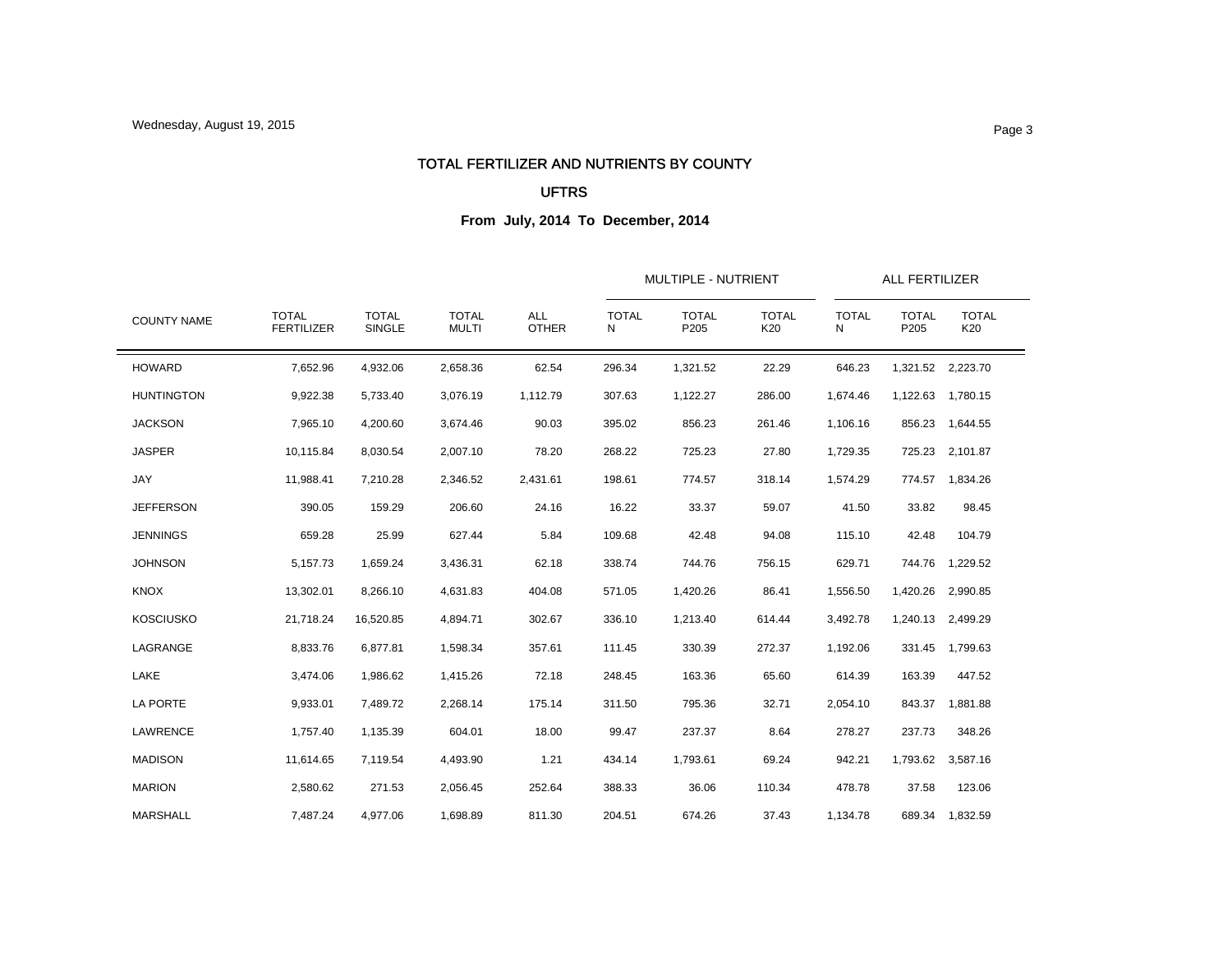# TOTAL FERTILIZER AND NUTRIENTS BY COUNTY

## UFTRS

### From July, 2014 To December, 2014

| COUNTY NAME | TOTAL FERTILIZER | TOTAL SINGLE | TOTAL MULTI | ALL OTHER | MULTIPLE - NUTRIENT | | | ALL FERTILIZER | | |
|---|---|---|---|---|---|---|---|---|---|---|
| | | | | | TOTAL N | TOTAL P205 | TOTAL K20 | TOTAL N | TOTAL P205 | TOTAL K20 |
| HOWARD | 7,652.96 | 4,932.06 | 2,658.36 | 62.54 | 296.34 | 1,321.52 | 22.29 | 646.23 | 1,321.52 | 2,223.70 |
| HUNTINGTON | 9,922.38 | 5,733.40 | 3,076.19 | 1,112.79 | 307.63 | 1,122.27 | 286.00 | 1,674.46 | 1,122.63 | 1,780.15 |
| JACKSON | 7,965.10 | 4,200.60 | 3,674.46 | 90.03 | 395.02 | 856.23 | 261.46 | 1,106.16 | 856.23 | 1,644.55 |
| JASPER | 10,115.84 | 8,030.54 | 2,007.10 | 78.20 | 268.22 | 725.23 | 27.80 | 1,729.35 | 725.23 | 2,101.87 |
| JAY | 11,988.41 | 7,210.28 | 2,346.52 | 2,431.61 | 198.61 | 774.57 | 318.14 | 1,574.29 | 774.57 | 1,834.26 |
| JEFFERSON | 390.05 | 159.29 | 206.60 | 24.16 | 16.22 | 33.37 | 59.07 | 41.50 | 33.82 | 98.45 |
| JENNINGS | 659.28 | 25.99 | 627.44 | 5.84 | 109.68 | 42.48 | 94.08 | 115.10 | 42.48 | 104.79 |
| JOHNSON | 5,157.73 | 1,659.24 | 3,436.31 | 62.18 | 338.74 | 744.76 | 756.15 | 629.71 | 744.76 | 1,229.52 |
| KNOX | 13,302.01 | 8,266.10 | 4,631.83 | 404.08 | 571.05 | 1,420.26 | 86.41 | 1,556.50 | 1,420.26 | 2,990.85 |
| KOSCIUSKO | 21,718.24 | 16,520.85 | 4,894.71 | 302.67 | 336.10 | 1,213.40 | 614.44 | 3,492.78 | 1,240.13 | 2,499.29 |
| LAGRANGE | 8,833.76 | 6,877.81 | 1,598.34 | 357.61 | 111.45 | 330.39 | 272.37 | 1,192.06 | 331.45 | 1,799.63 |
| LAKE | 3,474.06 | 1,986.62 | 1,415.26 | 72.18 | 248.45 | 163.36 | 65.60 | 614.39 | 163.39 | 447.52 |
| LA PORTE | 9,933.01 | 7,489.72 | 2,268.14 | 175.14 | 311.50 | 795.36 | 32.71 | 2,054.10 | 843.37 | 1,881.88 |
| LAWRENCE | 1,757.40 | 1,135.39 | 604.01 | 18.00 | 99.47 | 237.37 | 8.64 | 278.27 | 237.73 | 348.26 |
| MADISON | 11,614.65 | 7,119.54 | 4,493.90 | 1.21 | 434.14 | 1,793.61 | 69.24 | 942.21 | 1,793.62 | 3,587.16 |
| MARION | 2,580.62 | 271.53 | 2,056.45 | 252.64 | 388.33 | 36.06 | 110.34 | 478.78 | 37.58 | 123.06 |
| MARSHALL | 7,487.24 | 4,977.06 | 1,698.89 | 811.30 | 204.51 | 674.26 | 37.43 | 1,134.78 | 689.34 | 1,832.59 |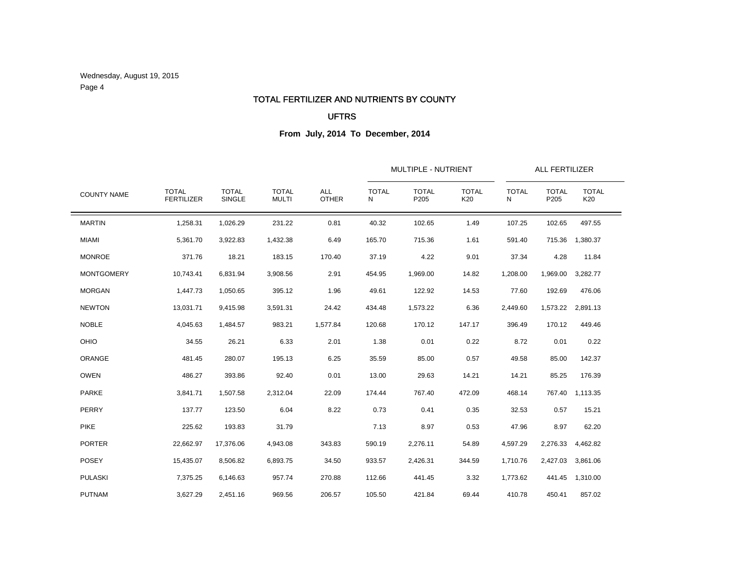Wednesday, August 19, 2015

# TOTAL FERTILIZER AND NUTRIENTS BY COUNTY

## UFTRS

### From July, 2014 To December, 2014

| COUNTY NAME | TOTAL FERTILIZER | TOTAL SINGLE | TOTAL MULTI | ALL OTHER | MULTIPLE - NUTRIENT | | | ALL FERTILIZER | | |
|---|---|---|---|---|---|---|---|---|---|---|
| | | | | | TOTAL N | TOTAL P205 | TOTAL K20 | TOTAL N | TOTAL P205 | TOTAL K20 |
| MARTIN | 1,258.31 | 1,026.29 | 231.22 | 0.81 | 40.32 | 102.65 | 1.49 | 107.25 | 102.65 | 497.55 |
| MIAMI | 5,361.70 | 3,922.83 | 1,432.38 | 6.49 | 165.70 | 715.36 | 1.61 | 591.40 | 715.36 | 1,380.37 |
| MONROE | 371.76 | 18.21 | 183.15 | 170.40 | 37.19 | 4.22 | 9.01 | 37.34 | 4.28 | 11.84 |
| MONTGOMERY | 10,743.41 | 6,831.94 | 3,908.56 | 2.91 | 454.95 | 1,969.00 | 14.82 | 1,208.00 | 1,969.00 | 3,282.77 |
| MORGAN | 1,447.73 | 1,050.65 | 395.12 | 1.96 | 49.61 | 122.92 | 14.53 | 77.60 | 192.69 | 476.06 |
| NEWTON | 13,031.71 | 9,415.98 | 3,591.31 | 24.42 | 434.48 | 1,573.22 | 6.36 | 2,449.60 | 1,573.22 | 2,891.13 |
| NOBLE | 4,045.63 | 1,484.57 | 983.21 | 1,577.84 | 120.68 | 170.12 | 147.17 | 396.49 | 170.12 | 449.46 |
| OHIO | 34.55 | 26.21 | 6.33 | 2.01 | 1.38 | 0.01 | 0.22 | 8.72 | 0.01 | 0.22 |
| ORANGE | 481.45 | 280.07 | 195.13 | 6.25 | 35.59 | 85.00 | 0.57 | 49.58 | 85.00 | 142.37 |
| OWEN | 486.27 | 393.86 | 92.40 | 0.01 | 13.00 | 29.63 | 14.21 | 14.21 | 85.25 | 176.39 |
| PARKE | 3,841.71 | 1,507.58 | 2,312.04 | 22.09 | 174.44 | 767.40 | 472.09 | 468.14 | 767.40 | 1,113.35 |
| PERRY | 137.77 | 123.50 | 6.04 | 8.22 | 0.73 | 0.41 | 0.35 | 32.53 | 0.57 | 15.21 |
| PIKE | 225.62 | 193.83 | 31.79 | | 7.13 | 8.97 | 0.53 | 47.96 | 8.97 | 62.20 |
| PORTER | 22,662.97 | 17,376.06 | 4,943.08 | 343.83 | 590.19 | 2,276.11 | 54.89 | 4,597.29 | 2,276.33 | 4,462.82 |
| POSEY | 15,435.07 | 8,506.82 | 6,893.75 | 34.50 | 933.57 | 2,426.31 | 344.59 | 1,710.76 | 2,427.03 | 3,861.06 |
| PULASKI | 7,375.25 | 6,146.63 | 957.74 | 270.88 | 112.66 | 441.45 | 3.32 | 1,773.62 | 441.45 | 1,310.00 |
| PUTNAM | 3,627.29 | 2,451.16 | 969.56 | 206.57 | 105.50 | 421.84 | 69.44 | 410.78 | 450.41 | 857.02 |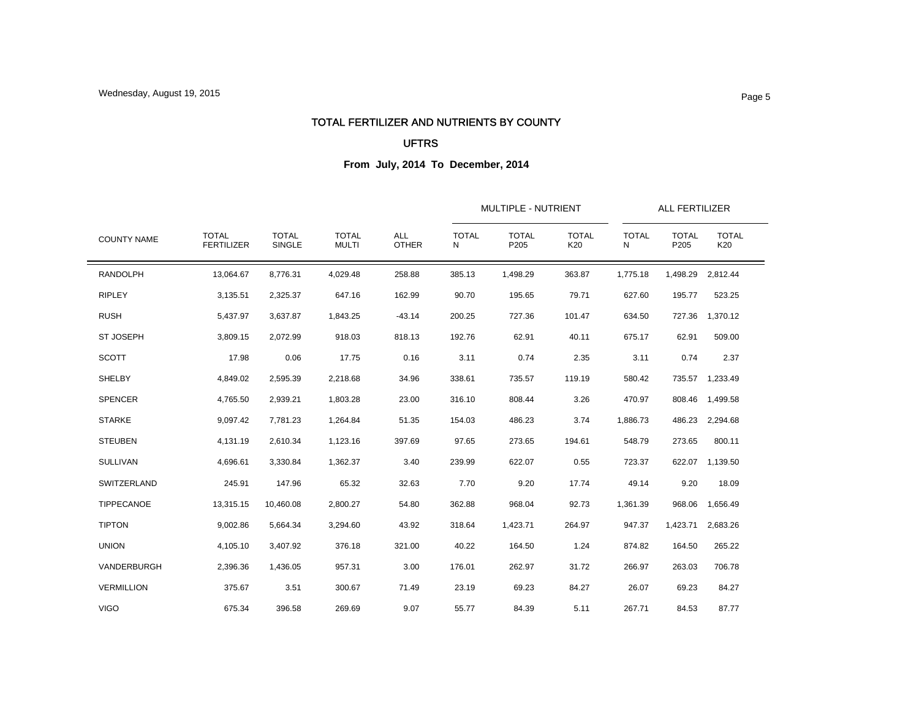# TOTAL FERTILIZER AND NUTRIENTS BY COUNTY

## UFTRS

### From July, 2014 To December, 2014

| COUNTY NAME | TOTAL FERTILIZER | TOTAL SINGLE | TOTAL MULTI | ALL OTHER | MULTIPLE - NUTRIENT | | | ALL FERTILIZER | | |
|---|---|---|---|---|---|---|---|---|---|---|
| | | | | | TOTAL N | TOTAL P205 | TOTAL K20 | TOTAL N | TOTAL P205 | TOTAL K20 |
| RANDOLPH | 13,064.67 | 8,776.31 | 4,029.48 | 258.88 | 385.13 | 1,498.29 | 363.87 | 1,775.18 | 1,498.29 | 2,812.44 |
| RIPLEY | 3,135.51 | 2,325.37 | 647.16 | 162.99 | 90.70 | 195.65 | 79.71 | 627.60 | 195.77 | 523.25 |
| RUSH | 5,437.97 | 3,637.87 | 1,843.25 | -43.14 | 200.25 | 727.36 | 101.47 | 634.50 | 727.36 | 1,370.12 |
| ST JOSEPH | 3,809.15 | 2,072.99 | 918.03 | 818.13 | 192.76 | 62.91 | 40.11 | 675.17 | 62.91 | 509.00 |
| SCOTT | 17.98 | 0.06 | 17.75 | 0.16 | 3.11 | 0.74 | 2.35 | 3.11 | 0.74 | 2.37 |
| SHELBY | 4,849.02 | 2,595.39 | 2,218.68 | 34.96 | 338.61 | 735.57 | 119.19 | 580.42 | 735.57 | 1,233.49 |
| SPENCER | 4,765.50 | 2,939.21 | 1,803.28 | 23.00 | 316.10 | 808.44 | 3.26 | 470.97 | 808.46 | 1,499.58 |
| STARKE | 9,097.42 | 7,781.23 | 1,264.84 | 51.35 | 154.03 | 486.23 | 3.74 | 1,886.73 | 486.23 | 2,294.68 |
| STEUBEN | 4,131.19 | 2,610.34 | 1,123.16 | 397.69 | 97.65 | 273.65 | 194.61 | 548.79 | 273.65 | 800.11 |
| SULLIVAN | 4,696.61 | 3,330.84 | 1,362.37 | 3.40 | 239.99 | 622.07 | 0.55 | 723.37 | 622.07 | 1,139.50 |
| SWITZERLAND | 245.91 | 147.96 | 65.32 | 32.63 | 7.70 | 9.20 | 17.74 | 49.14 | 9.20 | 18.09 |
| TIPPECANOE | 13,315.15 | 10,460.08 | 2,800.27 | 54.80 | 362.88 | 968.04 | 92.73 | 1,361.39 | 968.06 | 1,656.49 |
| TIPTON | 9,002.86 | 5,664.34 | 3,294.60 | 43.92 | 318.64 | 1,423.71 | 264.97 | 947.37 | 1,423.71 | 2,683.26 |
| UNION | 4,105.10 | 3,407.92 | 376.18 | 321.00 | 40.22 | 164.50 | 1.24 | 874.82 | 164.50 | 265.22 |
| VANDERBURGH | 2,396.36 | 1,436.05 | 957.31 | 3.00 | 176.01 | 262.97 | 31.72 | 266.97 | 263.03 | 706.78 |
| VERMILLION | 375.67 | 3.51 | 300.67 | 71.49 | 23.19 | 69.23 | 84.27 | 26.07 | 69.23 | 84.27 |
| VIGO | 675.34 | 396.58 | 269.69 | 9.07 | 55.77 | 84.39 | 5.11 | 267.71 | 84.53 | 87.77 |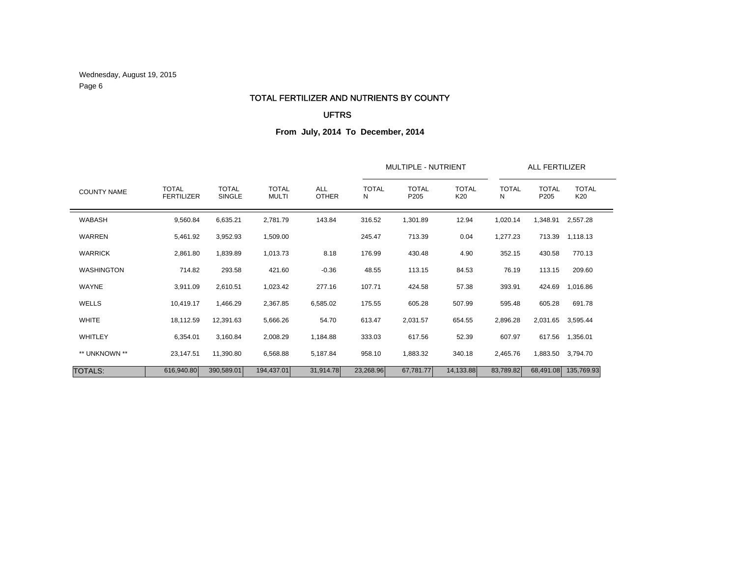Wednesday, August 19, 2015

## TOTAL FERTILIZER AND NUTRIENTS BY COUNTY

### UFTRS

**From July, 2014 To December, 2014**

| | | | | | MULTIPLE - NUTRIENT | | | ALL FERTILIZER | | |
|---|---|---|---|---|---|---|---|---|---|---|
| COUNTY NAME | TOTAL FERTILIZER | TOTAL SINGLE | TOTAL MULTI | ALL OTHER | TOTAL N | TOTAL P205 | TOTAL K20 | TOTAL N | TOTAL P205 | TOTAL K20 |
| WABASH | 9,560.84 | 6,635.21 | 2,781.79 | 143.84 | 316.52 | 1,301.89 | 12.94 | 1,020.14 | 1,348.91 | 2,557.28 |
| WARREN | 5,461.92 | 3,952.93 | 1,509.00 | | 245.47 | 713.39 | 0.04 | 1,277.23 | 713.39 | 1,118.13 |
| WARRICK | 2,861.80 | 1,839.89 | 1,013.73 | 8.18 | 176.99 | 430.48 | 4.90 | 352.15 | 430.58 | 770.13 |
| WASHINGTON | 714.82 | 293.58 | 421.60 | -0.36 | 48.55 | 113.15 | 84.53 | 76.19 | 113.15 | 209.60 |
| WAYNE | 3,911.09 | 2,610.51 | 1,023.42 | 277.16 | 107.71 | 424.58 | 57.38 | 393.91 | 424.69 | 1,016.86 |
| WELLS | 10,419.17 | 1,466.29 | 2,367.85 | 6,585.02 | 175.55 | 605.28 | 507.99 | 595.48 | 605.28 | 691.78 |
| WHITE | 18,112.59 | 12,391.63 | 5,666.26 | 54.70 | 613.47 | 2,031.57 | 654.55 | 2,896.28 | 2,031.65 | 3,595.44 |
| WHITLEY | 6,354.01 | 3,160.84 | 2,008.29 | 1,184.88 | 333.03 | 617.56 | 52.39 | 607.97 | 617.56 | 1,356.01 |
| ** UNKNOWN ** | 23,147.51 | 11,390.80 | 6,568.88 | 5,187.84 | 958.10 | 1,883.32 | 340.18 | 2,465.76 | 1,883.50 | 3,794.70 |
| TOTALS: | 616,940.80 | 390,589.01 | 194,437.01 | 31,914.78 | 23,268.96 | 67,781.77 | 14,133.88 | 83,789.82 | 68,491.08 | 135,769.93 |